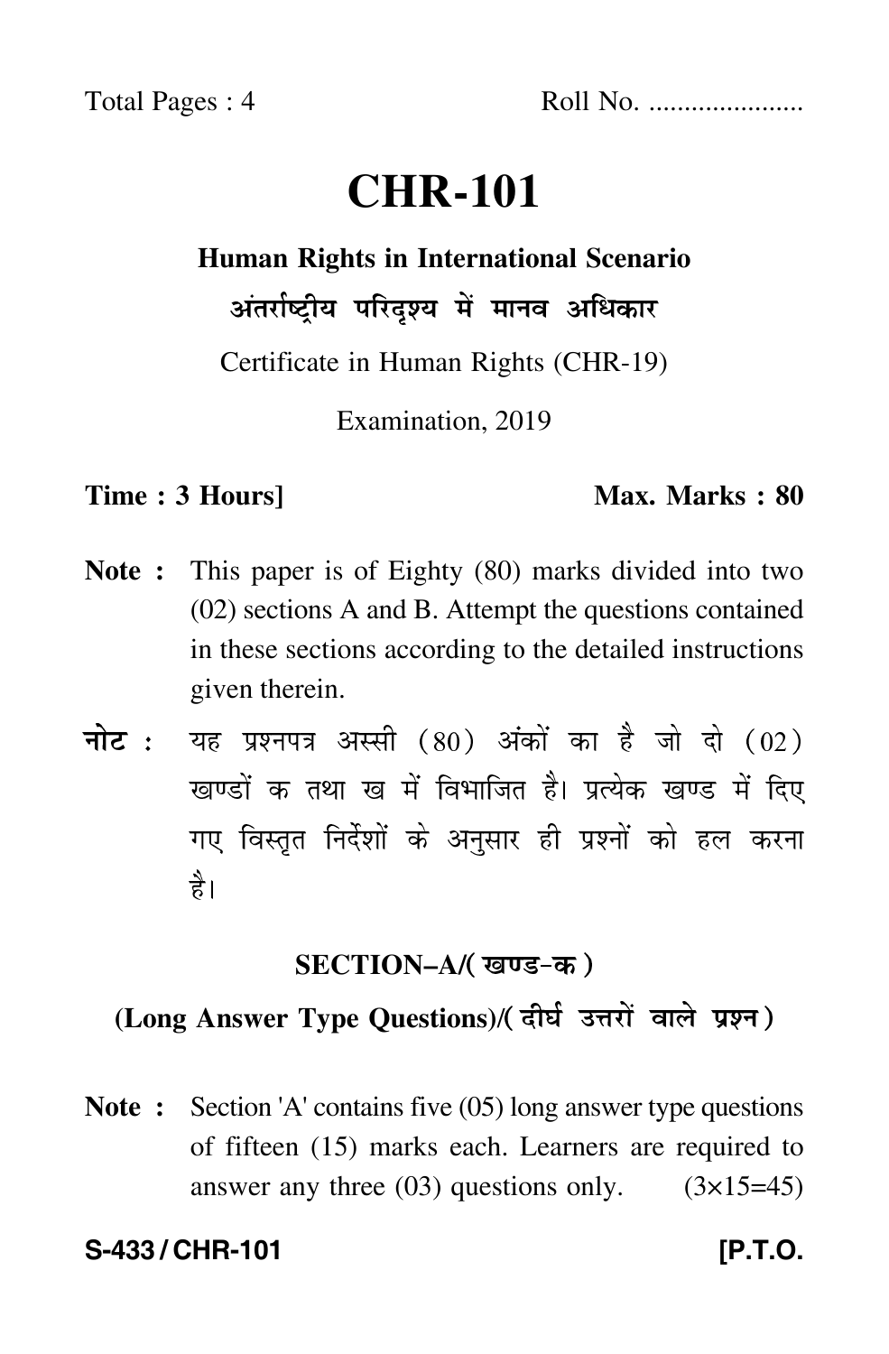Total Pages : 4 Roll No. .....................

# CHR-101

## Human Rights in International Scenario

## अंतर्राष्ट्रीय परिदृश्य में मानव अधिकार

Certificate in Human Rights (CHR-19)

Examination, 2019

**Time : 3 Hours]** **Max. Marks : 80**

**Note :** This paper is of Eighty (80) marks divided into two (02) sections A and B. Attempt the questions contained in these sections according to the detailed instructions given therein.

**नोट :** यह प्रश्नपत्र अस्सी (80) अंकों का है जो दो (02) खण्डों क तथा ख में विभाजित है। प्रत्येक खण्ड में दिए गए विस्तृत निर्देशों के अनुसार ही प्रश्नों को हल करना है।

### SECTION–A/(खण्ड–क)

### (Long Answer Type Questions)/(दीर्घ उत्तरों वाले प्रश्न)

**Note :** Section 'A' contains five (05) long answer type questions of fifteen (15) marks each. Learners are required to answer any three (03) questions only. (3×15=45)

**S-433 / CHR-101** **[P.T.O.**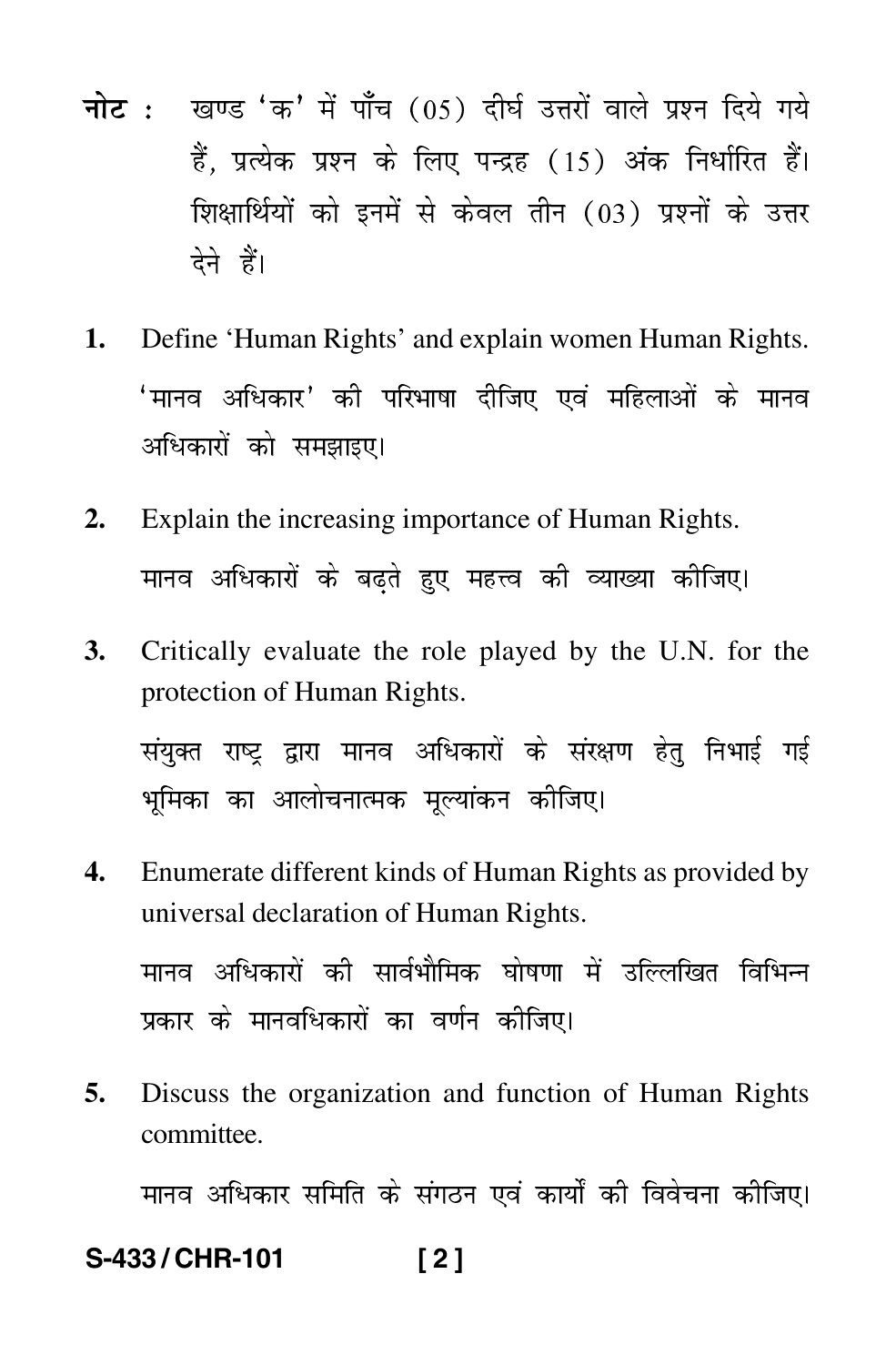**नोट :** खण्ड 'क' में पाँच (05) दीर्घ उत्तरों वाले प्रश्न दिये गये हैं, प्रत्येक प्रश्न के लिए पन्द्रह (15) अंक निर्धारित हैं। शिक्षार्थियों को इनमें से केवल तीन (03) प्रश्नों के उत्तर देने हैं।

1. Define 'Human Rights' and explain women Human Rights.

   'मानव अधिकार' की परिभाषा दीजिए एवं महिलाओं के मानव अधिकारों को समझाइए।

2. Explain the increasing importance of Human Rights.

   मानव अधिकारों के बढ़ते हुए महत्त्व की व्याख्या कीजिए।

3. Critically evaluate the role played by the U.N. for the protection of Human Rights.

   संयुक्त राष्ट्र द्वारा मानव अधिकारों के संरक्षण हेतु निभाई गई भूमिका का आलोचनात्मक मूल्यांकन कीजिए।

4. Enumerate different kinds of Human Rights as provided by universal declaration of Human Rights.

   मानव अधिकारों की सार्वभौमिक घोषणा में उल्लिखित विभिन्न प्रकार के मानवधिकारों का वर्णन कीजिए।

5. Discuss the organization and function of Human Rights committee.

   मानव अधिकार समिति के संगठन एवं कार्यों की विवेचना कीजिए।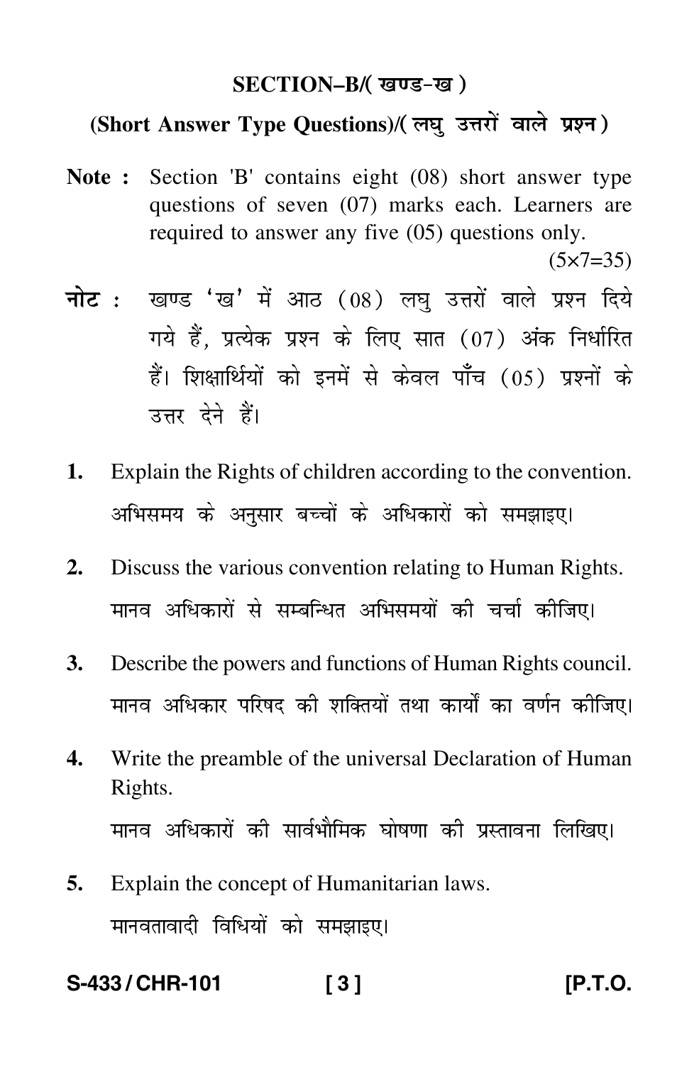## SECTION–B/( खण्ड–ख )

### (Short Answer Type Questions)/( लघु उत्तरों वाले प्रश्न )

**Note :** Section 'B' contains eight (08) short answer type questions of seven (07) marks each. Learners are required to answer any five (05) questions only.

(5×7=35)

**नोट :** खण्ड 'ख' में आठ (08) लघु उत्तरों वाले प्रश्न दिये गये हैं, प्रत्येक प्रश्न के लिए सात (07) अंक निर्धारित हैं। शिक्षार्थियों को इनमें से केवल पाँच (05) प्रश्नों के उत्तर देने हैं।

**1.** Explain the Rights of children according to the convention.

अभिसमय के अनुसार बच्चों के अधिकारों को समझाइए।

**2.** Discuss the various convention relating to Human Rights.

मानव अधिकारों से सम्बन्धित अभिसमयों की चर्चा कीजिए।

**3.** Describe the powers and functions of Human Rights council.

मानव अधिकार परिषद की शक्तियों तथा कार्यों का वर्णन कीजिए।

**4.** Write the preamble of the universal Declaration of Human Rights.

मानव अधिकारों की सार्वभौमिक घोषणा की प्रस्तावना लिखिए।

**5.** Explain the concept of Humanitarian laws.

मानवतावादी विधियों को समझाइए।

S-433 / CHR-101 [P.T.O.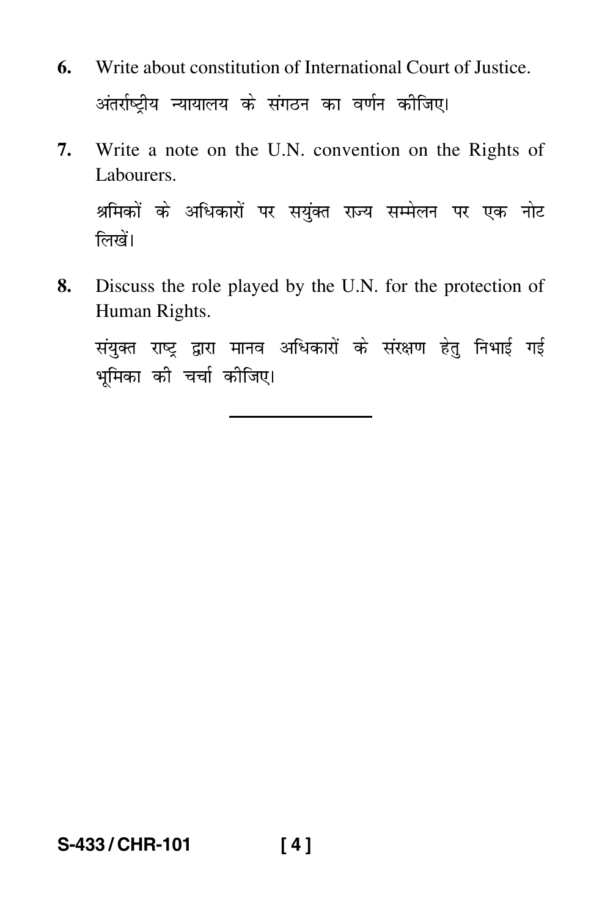6. Write about constitution of International Court of Justice.

   अंतर्राष्ट्रीय न्यायालय के संगठन का वर्णन कीजिए।

7. Write a note on the U.N. convention on the Rights of Labourers.

   श्रमिकों के अधिकारों पर सयुंक्त राज्य सम्मेलन पर एक नोट लिखें।

8. Discuss the role played by the U.N. for the protection of Human Rights.

   संयुक्त राष्ट्र द्वारा मानव अधिकारों के संरक्षण हेतु निभाई गई भूमिका की चर्चा कीजिए।

---